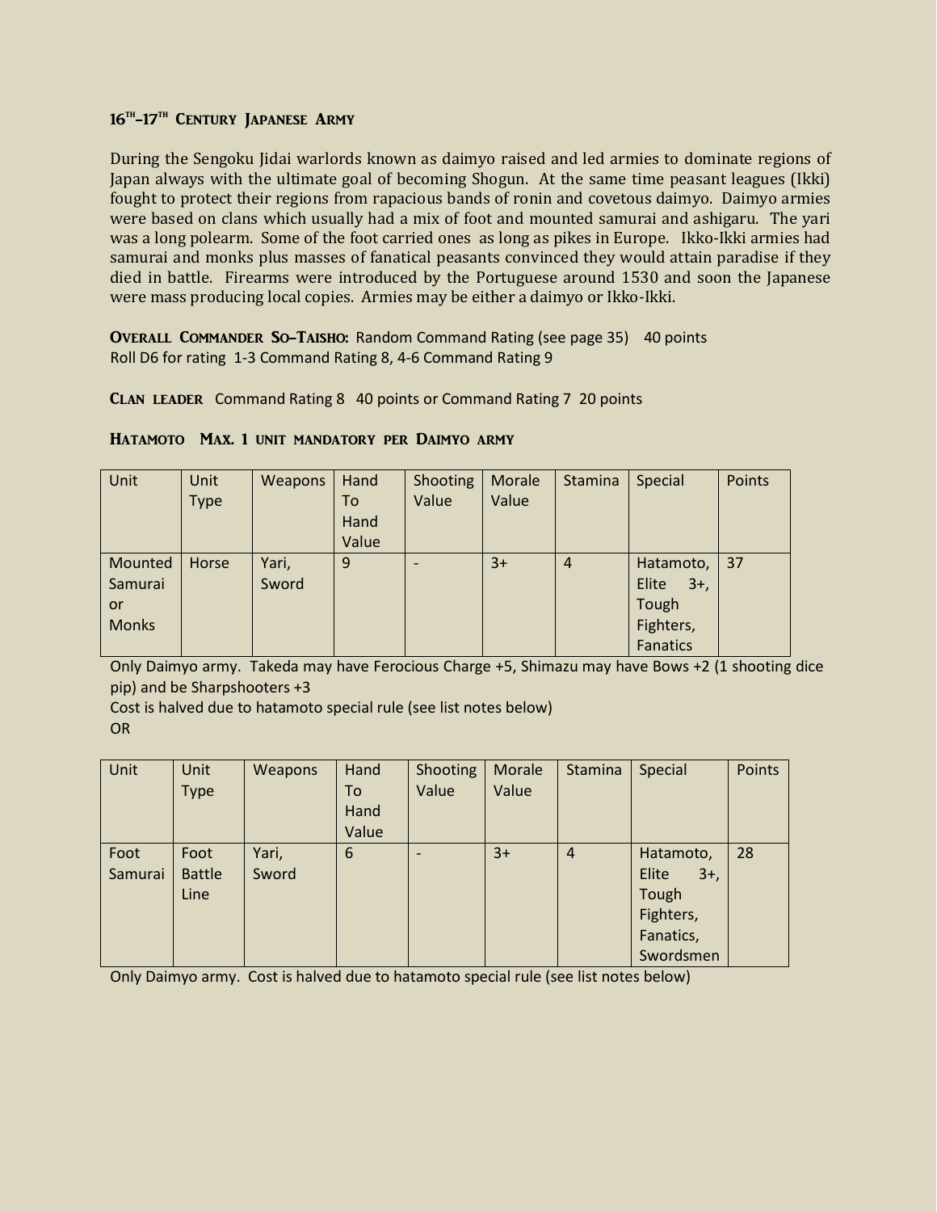## 16TH–17TH Century Japanese Army

During the Sengoku Jidai warlords known as daimyo raised and led armies to dominate regions of Japan always with the ultimate goal of becoming Shogun. At the same time peasant leagues (Ikki) fought to protect their regions from rapacious bands of ronin and covetous daimyo. Daimyo armies were based on clans which usually had a mix of foot and mounted samurai and ashigaru. The yari was a long polearm. Some of the foot carried ones as long as pikes in Europe. Ikko-Ikki armies had samurai and monks plus masses of fanatical peasants convinced they would attain paradise if they died in battle. Firearms were introduced by the Portuguese around 1530 and soon the Japanese were mass producing local copies. Armies may be either a daimyo or Ikko-Ikki.

**Overall Commander So–Taisho:** Random Command Rating (see page 35) 40 points
Roll D6 for rating 1-3 Command Rating 8, 4-6 Command Rating 9

**Clan leader** Command Rating 8 40 points or Command Rating 7 20 points

### Hatamoto Max. 1 unit mandatory per Daimyo army

| Unit | Unit Type | Weapons | Hand To Hand Value | Shooting Value | Morale Value | Stamina | Special | Points |
|---|---|---|---|---|---|---|---|---|
| Mounted Samurai or Monks | Horse | Yari, Sword | 9 | - | 3+ | 4 | Hatamoto, Elite 3+, Tough Fighters, Fanatics | 37 |

Only Daimyo army. Takeda may have Ferocious Charge +5, Shimazu may have Bows +2 (1 shooting dice pip) and be Sharpshooters +3
Cost is halved due to hatamoto special rule (see list notes below)
OR

| Unit | Unit Type | Weapons | Hand To Hand Value | Shooting Value | Morale Value | Stamina | Special | Points |
|---|---|---|---|---|---|---|---|---|
| Foot Samurai | Foot Battle Line | Yari, Sword | 6 | - | 3+ | 4 | Hatamoto, Elite 3+, Tough Fighters, Fanatics, Swordsmen | 28 |

Only Daimyo army. Cost is halved due to hatamoto special rule (see list notes below)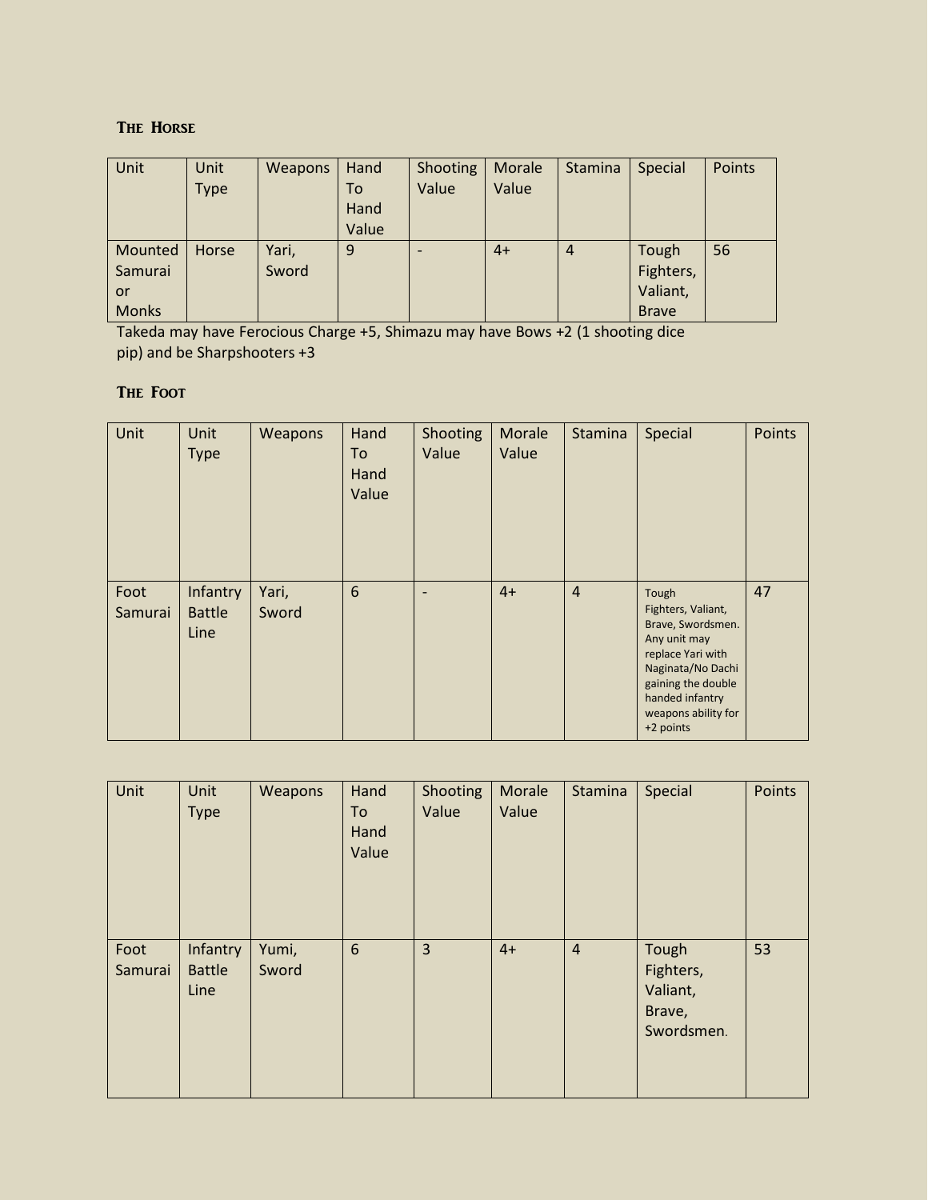### The Horse

| Unit | Unit Type | Weapons | Hand To Hand Value | Shooting Value | Morale Value | Stamina | Special | Points |
|---|---|---|---|---|---|---|---|---|
| Mounted Samurai or Monks | Horse | Yari, Sword | 9 | - | 4+ | 4 | Tough Fighters, Valiant, Brave | 56 |

Takeda may have Ferocious Charge +5, Shimazu may have Bows +2 (1 shooting dice pip) and be Sharpshooters +3

### The Foot

| Unit | Unit Type | Weapons | Hand To Hand Value | Shooting Value | Morale Value | Stamina | Special | Points |
|---|---|---|---|---|---|---|---|---|
| Foot Samurai | Infantry Battle Line | Yari, Sword | 6 | - | 4+ | 4 | Tough Fighters, Valiant, Brave, Swordsmen. Any unit may replace Yari with Naginata/No Dachi gaining the double handed infantry weapons ability for +2 points | 47 |

| Unit | Unit Type | Weapons | Hand To Hand Value | Shooting Value | Morale Value | Stamina | Special | Points |
|---|---|---|---|---|---|---|---|---|
| Foot Samurai | Infantry Battle Line | Yumi, Sword | 6 | 3 | 4+ | 4 | Tough Fighters, Valiant, Brave, Swordsmen. | 53 |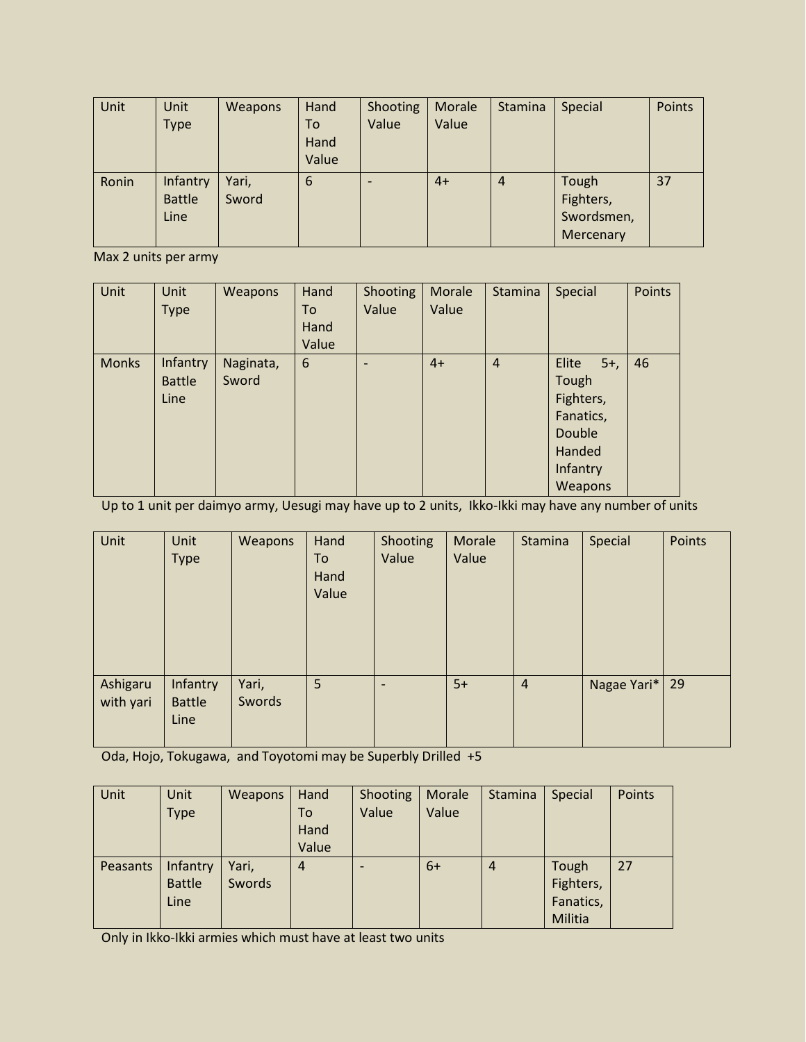| Unit | Unit Type | Weapons | Hand To Hand Value | Shooting Value | Morale Value | Stamina | Special | Points |
|---|---|---|---|---|---|---|---|---|
| Ronin | Infantry Battle Line | Yari, Sword | 6 | - | 4+ | 4 | Tough Fighters, Swordsmen, Mercenary | 37 |

Max 2 units per army

| Unit | Unit Type | Weapons | Hand To Hand Value | Shooting Value | Morale Value | Stamina | Special | Points |
|---|---|---|---|---|---|---|---|---|
| Monks | Infantry Battle Line | Naginata, Sword | 6 | - | 4+ | 4 | Elite 5+, Tough Fighters, Fanatics, Double Handed Infantry Weapons | 46 |

Up to 1 unit per daimyo army, Uesugi may have up to 2 units, Ikko-Ikki may have any number of units

| Unit | Unit Type | Weapons | Hand To Hand Value | Shooting Value | Morale Value | Stamina | Special | Points |
|---|---|---|---|---|---|---|---|---|
| Ashigaru with yari | Infantry Battle Line | Yari, Swords | 5 | - | 5+ | 4 | Nagae Yari* | 29 |

Oda, Hojo, Tokugawa, and Toyotomi may be Superbly Drilled +5

| Unit | Unit Type | Weapons | Hand To Hand Value | Shooting Value | Morale Value | Stamina | Special | Points |
|---|---|---|---|---|---|---|---|---|
| Peasants | Infantry Battle Line | Yari, Swords | 4 | - | 6+ | 4 | Tough Fighters, Fanatics, Militia | 27 |

Only in Ikko-Ikki armies which must have at least two units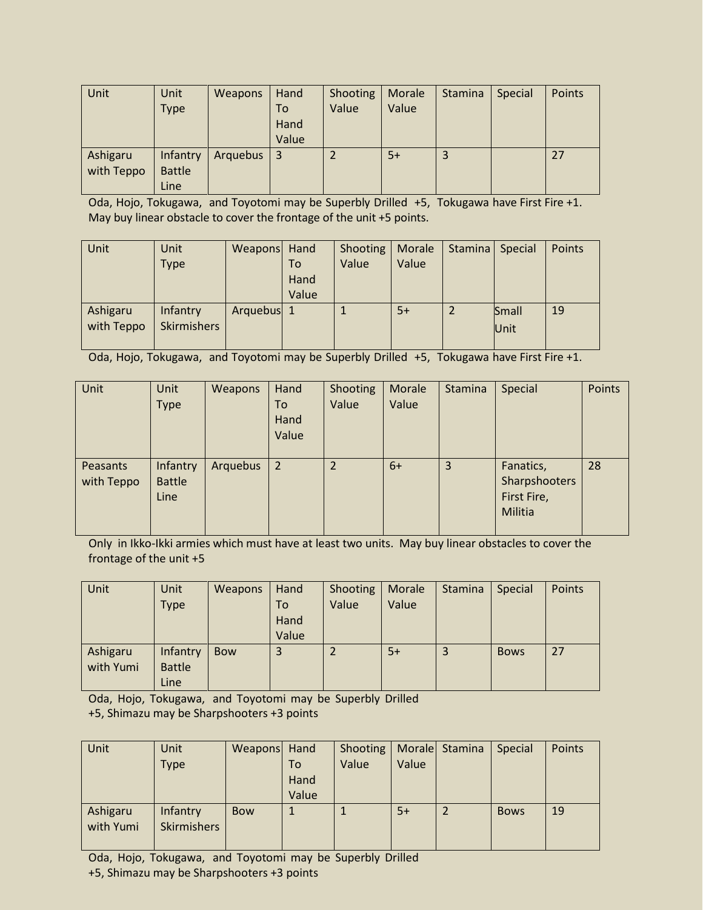| Unit | Unit Type | Weapons | Hand To Hand Value | Shooting Value | Morale Value | Stamina | Special | Points |
|---|---|---|---|---|---|---|---|---|
| Ashigaru with Teppo | Infantry Battle Line | Arquebus | 3 | 2 | 5+ | 3 | | 27 |

Oda, Hojo, Tokugawa, and Toyotomi may be Superbly Drilled +5, Tokugawa have First Fire +1. May buy linear obstacle to cover the frontage of the unit +5 points.

| Unit | Unit Type | Weapons | Hand To Hand Value | Shooting Value | Morale Value | Stamina | Special | Points |
|---|---|---|---|---|---|---|---|---|
| Ashigaru with Teppo | Infantry Skirmishers | Arquebus | 1 | 1 | 5+ | 2 | Small Unit | 19 |

Oda, Hojo, Tokugawa, and Toyotomi may be Superbly Drilled +5, Tokugawa have First Fire +1.

| Unit | Unit Type | Weapons | Hand To Hand Value | Shooting Value | Morale Value | Stamina | Special | Points |
|---|---|---|---|---|---|---|---|---|
| Peasants with Teppo | Infantry Battle Line | Arquebus | 2 | 2 | 6+ | 3 | Fanatics, Sharpshooters First Fire, Militia | 28 |

Only in Ikko-Ikki armies which must have at least two units. May buy linear obstacles to cover the frontage of the unit +5

| Unit | Unit Type | Weapons | Hand To Hand Value | Shooting Value | Morale Value | Stamina | Special | Points |
|---|---|---|---|---|---|---|---|---|
| Ashigaru with Yumi | Infantry Battle Line | Bow | 3 | 2 | 5+ | 3 | Bows | 27 |

Oda, Hojo, Tokugawa, and Toyotomi may be Superbly Drilled +5, Shimazu may be Sharpshooters +3 points

| Unit | Unit Type | Weapons | Hand To Hand Value | Shooting Value | Morale Value | Stamina | Special | Points |
|---|---|---|---|---|---|---|---|---|
| Ashigaru with Yumi | Infantry Skirmishers | Bow | 1 | 1 | 5+ | 2 | Bows | 19 |

Oda, Hojo, Tokugawa, and Toyotomi may be Superbly Drilled +5, Shimazu may be Sharpshooters +3 points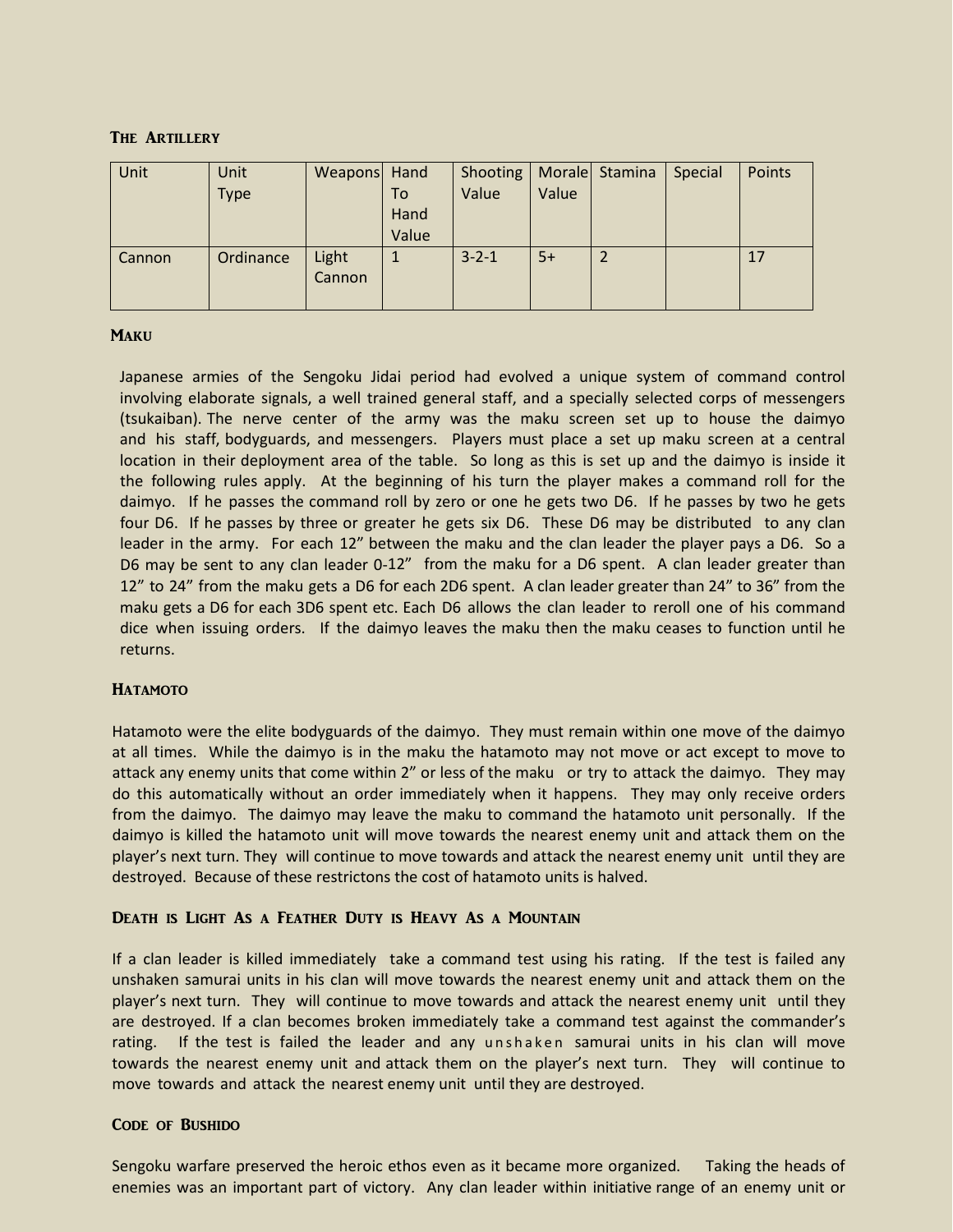### The Artillery

| Unit | Unit Type | Weapons | Hand To Hand Value | Shooting Value | Morale Value | Stamina | Special | Points |
|---|---|---|---|---|---|---|---|---|
| Cannon | Ordinance | Light Cannon | 1 | 3-2-1 | 5+ | 2 | | 17 |

### Maku

Japanese armies of the Sengoku Jidai period had evolved a unique system of command control involving elaborate signals, a well trained general staff, and a specially selected corps of messengers (tsukaiban). The nerve center of the army was the maku screen set up to house the daimyo and his staff, bodyguards, and messengers. Players must place a set up maku screen at a central location in their deployment area of the table. So long as this is set up and the daimyo is inside it the following rules apply. At the beginning of his turn the player makes a command roll for the daimyo. If he passes the command roll by zero or one he gets two D6. If he passes by two he gets four D6. If he passes by three or greater he gets six D6. These D6 may be distributed to any clan leader in the army. For each 12" between the maku and the clan leader the player pays a D6. So a D6 may be sent to any clan leader 0-12" from the maku for a D6 spent. A clan leader greater than 12" to 24" from the maku gets a D6 for each 2D6 spent. A clan leader greater than 24" to 36" from the maku gets a D6 for each 3D6 spent etc. Each D6 allows the clan leader to reroll one of his command dice when issuing orders. If the daimyo leaves the maku then the maku ceases to function until he returns.

### Hatamoto

Hatamoto were the elite bodyguards of the daimyo. They must remain within one move of the daimyo at all times. While the daimyo is in the maku the hatamoto may not move or act except to move to attack any enemy units that come within 2" or less of the maku or try to attack the daimyo. They may do this automatically without an order immediately when it happens. They may only receive orders from the daimyo. The daimyo may leave the maku to command the hatamoto unit personally. If the daimyo is killed the hatamoto unit will move towards the nearest enemy unit and attack them on the player's next turn. They will continue to move towards and attack the nearest enemy unit until they are destroyed. Because of these restrictons the cost of hatamoto units is halved.

### Death is Light As a Feather Duty is Heavy As a Mountain

If a clan leader is killed immediately take a command test using his rating. If the test is failed any unshaken samurai units in his clan will move towards the nearest enemy unit and attack them on the player's next turn. They will continue to move towards and attack the nearest enemy unit until they are destroyed. If a clan becomes broken immediately take a command test against the commander's rating. If the test is failed the leader and any unshaken samurai units in his clan will move towards the nearest enemy unit and attack them on the player's next turn. They will continue to move towards and attack the nearest enemy unit until they are destroyed.

### Code of Bushido

Sengoku warfare preserved the heroic ethos even as it became more organized. Taking the heads of enemies was an important part of victory. Any clan leader within initiative range of an enemy unit or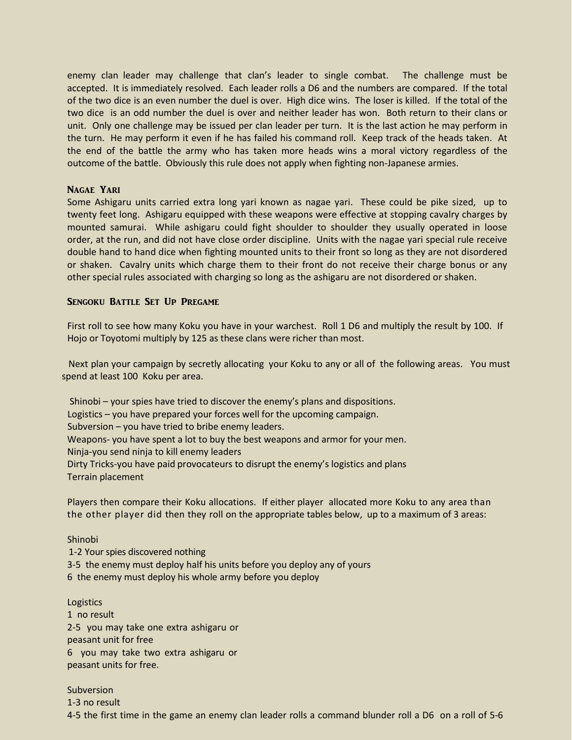enemy clan leader may challenge that clan's leader to single combat. The challenge must be accepted. It is immediately resolved. Each leader rolls a D6 and the numbers are compared. If the total of the two dice is an even number the duel is over. High dice wins. The loser is killed. If the total of the two dice is an odd number the duel is over and neither leader has won. Both return to their clans or unit. Only one challenge may be issued per clan leader per turn. It is the last action he may perform in the turn. He may perform it even if he has failed his command roll. Keep track of the heads taken. At the end of the battle the army who has taken more heads wins a moral victory regardless of the outcome of the battle. Obviously this rule does not apply when fighting non-Japanese armies.

### Nagae Yari

Some Ashigaru units carried extra long yari known as nagae yari. These could be pike sized, up to twenty feet long. Ashigaru equipped with these weapons were effective at stopping cavalry charges by mounted samurai. While ashigaru could fight shoulder to shoulder they usually operated in loose order, at the run, and did not have close order discipline. Units with the nagae yari special rule receive double hand to hand dice when fighting mounted units to their front so long as they are not disordered or shaken. Cavalry units which charge them to their front do not receive their charge bonus or any other special rules associated with charging so long as the ashigaru are not disordered or shaken.

### Sengoku Battle Set Up Pregame

First roll to see how many Koku you have in your warchest. Roll 1 D6 and multiply the result by 100. If Hojo or Toyotomi multiply by 125 as these clans were richer than most.

Next plan your campaign by secretly allocating your Koku to any or all of the following areas. You must spend at least 100 Koku per area.

Shinobi – your spies have tried to discover the enemy's plans and dispositions.
Logistics – you have prepared your forces well for the upcoming campaign.
Subversion – you have tried to bribe enemy leaders.
Weapons- you have spent a lot to buy the best weapons and armor for your men.
Ninja-you send ninja to kill enemy leaders
Dirty Tricks-you have paid provocateurs to disrupt the enemy's logistics and plans
Terrain placement

Players then compare their Koku allocations. If either player allocated more Koku to any area than the other player did then they roll on the appropriate tables below, up to a maximum of 3 areas:

Shinobi
1-2 Your spies discovered nothing
3-5 the enemy must deploy half his units before you deploy any of yours
6 the enemy must deploy his whole army before you deploy

Logistics
1 no result
2-5 you may take one extra ashigaru or peasant unit for free
6 you may take two extra ashigaru or peasant units for free.

Subversion
1-3 no result
4-5 the first time in the game an enemy clan leader rolls a command blunder roll a D6 on a roll of 5-6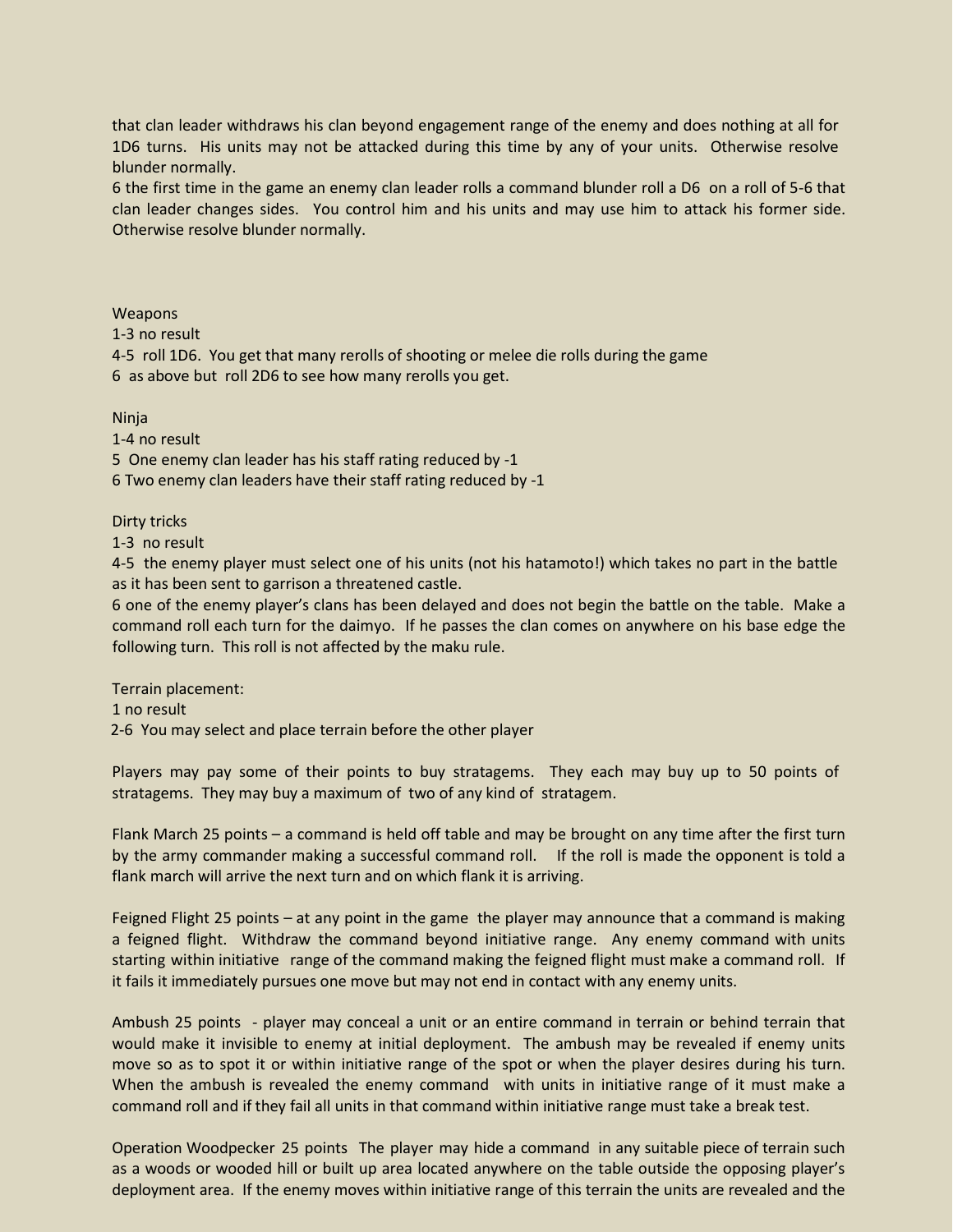that clan leader withdraws his clan beyond engagement range of the enemy and does nothing at all for 1D6 turns. His units may not be attacked during this time by any of your units. Otherwise resolve blunder normally.
6 the first time in the game an enemy clan leader rolls a command blunder roll a D6 on a roll of 5-6 that clan leader changes sides. You control him and his units and may use him to attack his former side. Otherwise resolve blunder normally.

Weapons
1-3 no result
4-5 roll 1D6. You get that many rerolls of shooting or melee die rolls during the game
6 as above but roll 2D6 to see how many rerolls you get.

Ninja
1-4 no result
5 One enemy clan leader has his staff rating reduced by -1
6 Two enemy clan leaders have their staff rating reduced by -1

Dirty tricks
1-3 no result
4-5 the enemy player must select one of his units (not his hatamoto!) which takes no part in the battle as it has been sent to garrison a threatened castle.
6 one of the enemy player's clans has been delayed and does not begin the battle on the table. Make a command roll each turn for the daimyo. If he passes the clan comes on anywhere on his base edge the following turn. This roll is not affected by the maku rule.

Terrain placement:
1 no result
2-6 You may select and place terrain before the other player

Players may pay some of their points to buy stratagems. They each may buy up to 50 points of stratagems. They may buy a maximum of two of any kind of stratagem.

Flank March 25 points – a command is held off table and may be brought on any time after the first turn by the army commander making a successful command roll. If the roll is made the opponent is told a flank march will arrive the next turn and on which flank it is arriving.

Feigned Flight 25 points – at any point in the game the player may announce that a command is making a feigned flight. Withdraw the command beyond initiative range. Any enemy command with units starting within initiative range of the command making the feigned flight must make a command roll. If it fails it immediately pursues one move but may not end in contact with any enemy units.

Ambush 25 points - player may conceal a unit or an entire command in terrain or behind terrain that would make it invisible to enemy at initial deployment. The ambush may be revealed if enemy units move so as to spot it or within initiative range of the spot or when the player desires during his turn. When the ambush is revealed the enemy command with units in initiative range of it must make a command roll and if they fail all units in that command within initiative range must take a break test.

Operation Woodpecker 25 points The player may hide a command in any suitable piece of terrain such as a woods or wooded hill or built up area located anywhere on the table outside the opposing player's deployment area. If the enemy moves within initiative range of this terrain the units are revealed and the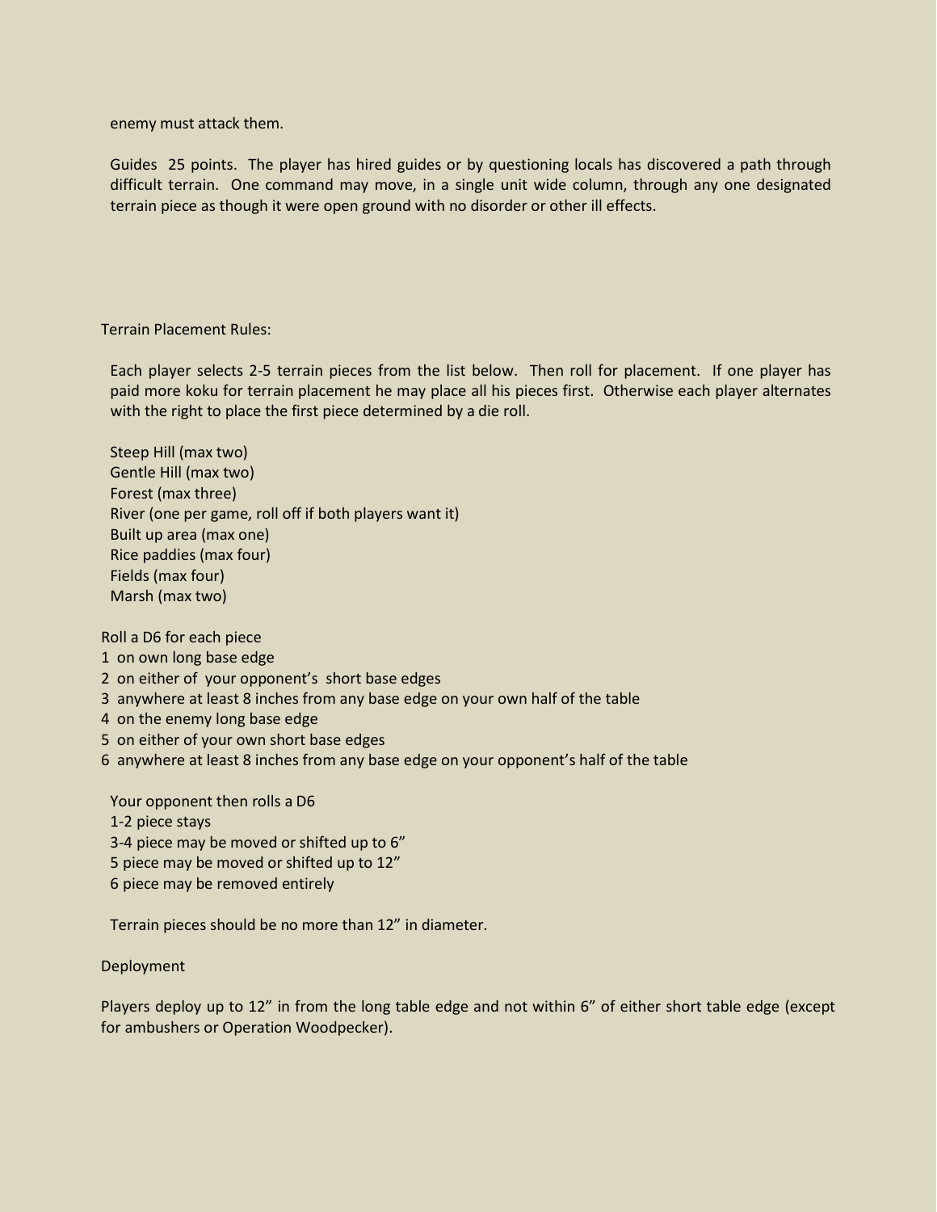enemy must attack them.

Guides 25 points. The player has hired guides or by questioning locals has discovered a path through difficult terrain. One command may move, in a single unit wide column, through any one designated terrain piece as though it were open ground with no disorder or other ill effects.

Terrain Placement Rules:

Each player selects 2-5 terrain pieces from the list below. Then roll for placement. If one player has paid more koku for terrain placement he may place all his pieces first. Otherwise each player alternates with the right to place the first piece determined by a die roll.

Steep Hill (max two)
Gentle Hill (max two)
Forest (max three)
River (one per game, roll off if both players want it)
Built up area (max one)
Rice paddies (max four)
Fields (max four)
Marsh (max two)

Roll a D6 for each piece
1 on own long base edge
2 on either of your opponent's short base edges
3 anywhere at least 8 inches from any base edge on your own half of the table
4 on the enemy long base edge
5 on either of your own short base edges
6 anywhere at least 8 inches from any base edge on your opponent's half of the table

Your opponent then rolls a D6
1-2 piece stays
3-4 piece may be moved or shifted up to 6"
5 piece may be moved or shifted up to 12"
6 piece may be removed entirely

Terrain pieces should be no more than 12" in diameter.

Deployment

Players deploy up to 12" in from the long table edge and not within 6" of either short table edge (except for ambushers or Operation Woodpecker).